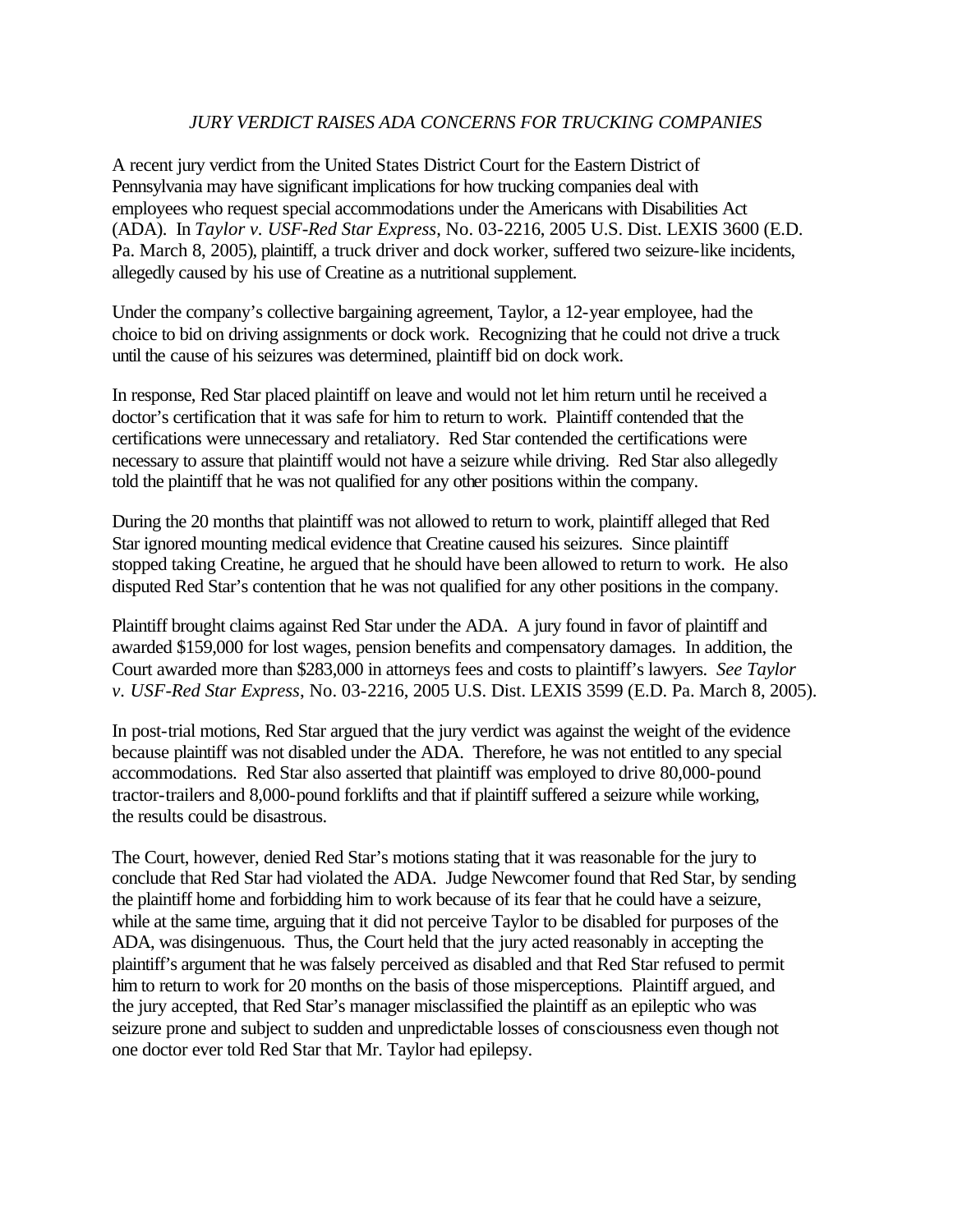# *JURY VERDICT RAISES ADA CONCERNS FOR TRUCKING COMPANIES*

A recent jury verdict from the United States District Court for the Eastern District of Pennsylvania may have significant implications for how trucking companies deal with employees who request special accommodations under the Americans with Disabilities Act (ADA). In *Taylor v. USF-Red Star Express*, No. 03-2216, 2005 U.S. Dist. LEXIS 3600 (E.D. Pa. March 8, 2005), plaintiff, a truck driver and dock worker, suffered two seizure-like incidents, allegedly caused by his use of Creatine as a nutritional supplement.

Under the company's collective bargaining agreement, Taylor, a 12-year employee, had the choice to bid on driving assignments or dock work. Recognizing that he could not drive a truck until the cause of his seizures was determined, plaintiff bid on dock work.

In response, Red Star placed plaintiff on leave and would not let him return until he received a doctor's certification that it was safe for him to return to work. Plaintiff contended that the certifications were unnecessary and retaliatory. Red Star contended the certifications were necessary to assure that plaintiff would not have a seizure while driving. Red Star also allegedly told the plaintiff that he was not qualified for any other positions within the company.

During the 20 months that plaintiff was not allowed to return to work, plaintiff alleged that Red Star ignored mounting medical evidence that Creatine caused his seizures. Since plaintiff stopped taking Creatine, he argued that he should have been allowed to return to work. He also disputed Red Star's contention that he was not qualified for any other positions in the company.

Plaintiff brought claims against Red Star under the ADA. A jury found in favor of plaintiff and awarded $159,000 for lost wages, pension benefits and compensatory damages. In addition, the Court awarded more than $283,000 in attorneys fees and costs to plaintiff's lawyers. *See Taylor v. USF-Red Star Express*, No. 03-2216, 2005 U.S. Dist. LEXIS 3599 (E.D. Pa. March 8, 2005).

In post-trial motions, Red Star argued that the jury verdict was against the weight of the evidence because plaintiff was not disabled under the ADA. Therefore, he was not entitled to any special accommodations. Red Star also asserted that plaintiff was employed to drive 80,000-pound tractor-trailers and 8,000-pound forklifts and that if plaintiff suffered a seizure while working, the results could be disastrous.

The Court, however, denied Red Star's motions stating that it was reasonable for the jury to conclude that Red Star had violated the ADA. Judge Newcomer found that Red Star, by sending the plaintiff home and forbidding him to work because of its fear that he could have a seizure, while at the same time, arguing that it did not perceive Taylor to be disabled for purposes of the ADA, was disingenuous. Thus, the Court held that the jury acted reasonably in accepting the plaintiff's argument that he was falsely perceived as disabled and that Red Star refused to permit him to return to work for 20 months on the basis of those misperceptions. Plaintiff argued, and the jury accepted, that Red Star's manager misclassified the plaintiff as an epileptic who was seizure prone and subject to sudden and unpredictable losses of consciousness even though not one doctor ever told Red Star that Mr. Taylor had epilepsy.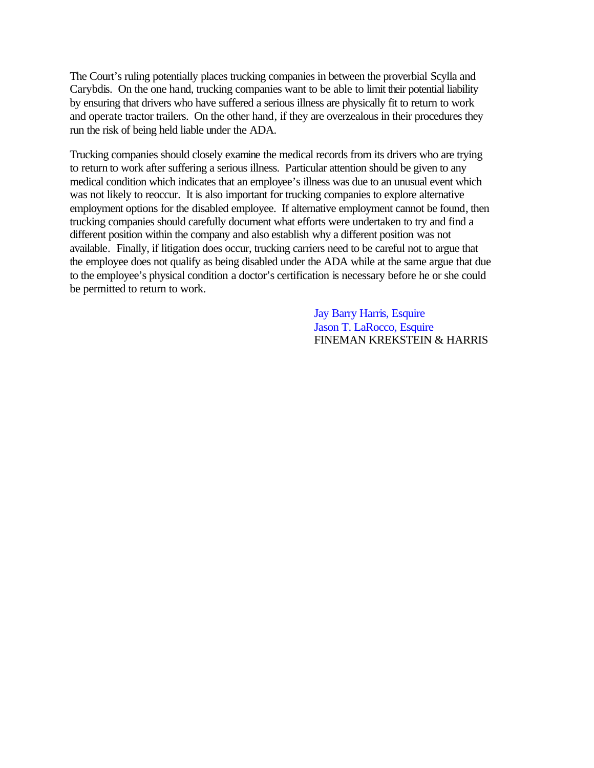The Court's ruling potentially places trucking companies in between the proverbial Scylla and Carybdis. On the one hand, trucking companies want to be able to limit their potential liability by ensuring that drivers who have suffered a serious illness are physically fit to return to work and operate tractor trailers. On the other hand, if they are overzealous in their procedures they run the risk of being held liable under the ADA.

Trucking companies should closely examine the medical records from its drivers who are trying to return to work after suffering a serious illness. Particular attention should be given to any medical condition which indicates that an employee's illness was due to an unusual event which was not likely to reoccur. It is also important for trucking companies to explore alternative employment options for the disabled employee. If alternative employment cannot be found, then trucking companies should carefully document what efforts were undertaken to try and find a different position within the company and also establish why a different position was not available. Finally, if litigation does occur, trucking carriers need to be careful not to argue that the employee does not qualify as being disabled under the ADA while at the same argue that due to the employee's physical condition a doctor's certification is necessary before he or she could be permitted to return to work.

Jay Barry Harris, Esquire
Jason T. LaRocco, Esquire
FINEMAN KREKSTEIN & HARRIS